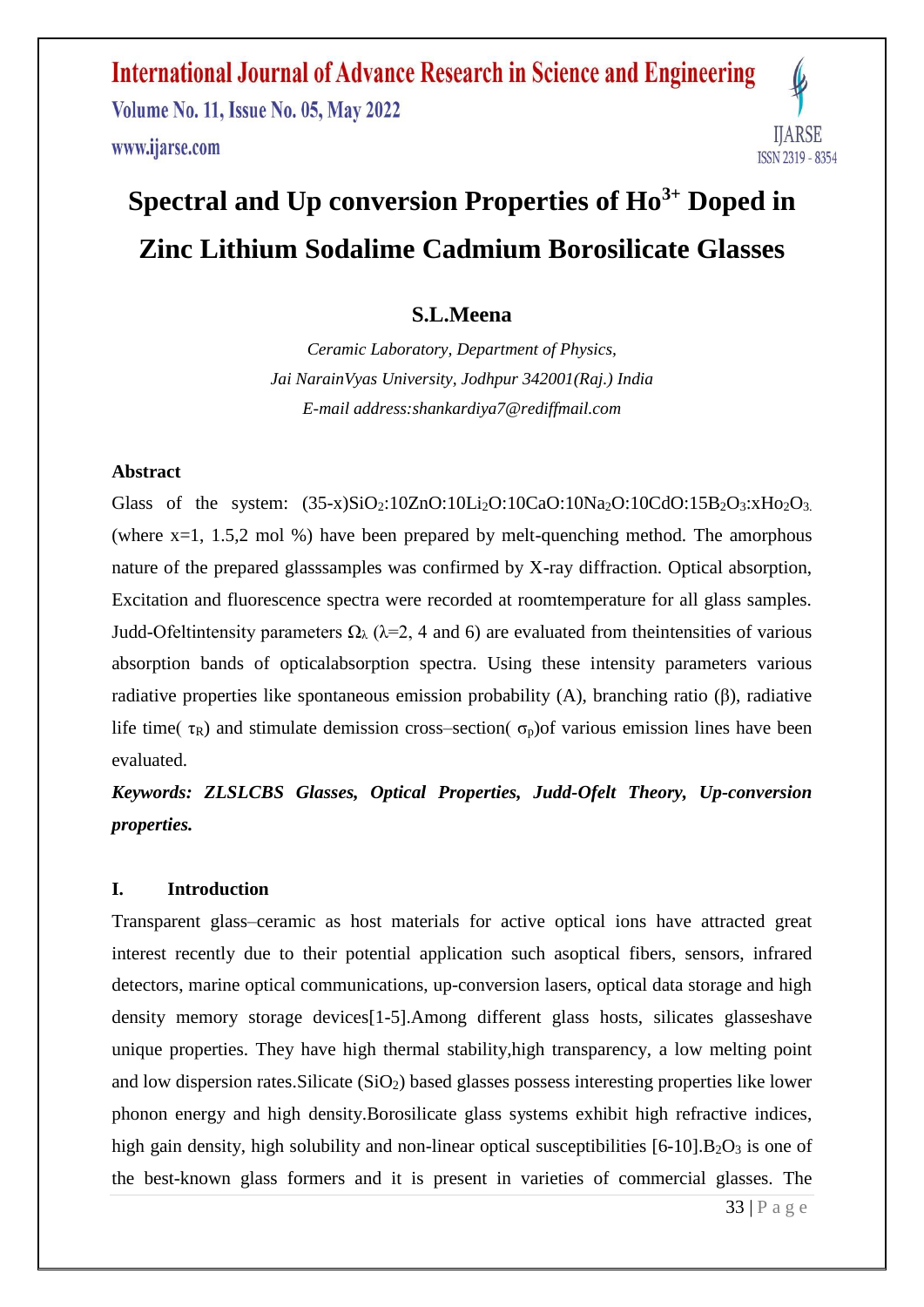# Spectral and Up conversion Properties of $Ho^{3+}$ Doped in Zinc Lithium Sodalime Cadmium Borosilicate Glasses

**S.L.Meena**

*Ceramic Laboratory, Department of Physics,*
*Jai NarainVyas University, Jodhpur 342001(Raj.) India*
*E-mail address:shankardiya7@rediffmail.com*

### Abstract

Glass of the system: $(35\text{-}x)SiO_2:10ZnO:10Li_2O:10CaO:10Na_2O:10CdO:15B_2O_3:xHo_2O_3$. (where x=1, 1.5,2 mol %) have been prepared by melt-quenching method. The amorphous nature of the prepared glasssamples was confirmed by X-ray diffraction. Optical absorption, Excitation and fluorescence spectra were recorded at roomtemperature for all glass samples. Judd-Ofeltintensity parameters $\Omega_\lambda$ ($\lambda$=2, 4 and 6) are evaluated from theintensities of various absorption bands of opticalabsorption spectra. Using these intensity parameters various radiative properties like spontaneous emission probability (A), branching ratio ($\beta$), radiative life time( $\tau_R$) and stimulate demission cross–section( $\sigma_p$)of various emission lines have been evaluated.

***Keywords: ZLSLCBS Glasses, Optical Properties, Judd-Ofelt Theory, Up-conversion properties.***

### I. Introduction

Transparent glass–ceramic as host materials for active optical ions have attracted great interest recently due to their potential application such asoptical fibers, sensors, infrared detectors, marine optical communications, up-conversion lasers, optical data storage and high density memory storage devices[1-5].Among different glass hosts, silicates glasseshave unique properties. They have high thermal stability,high transparency, a low melting point and low dispersion rates.Silicate ($SiO_2$) based glasses possess interesting properties like lower phonon energy and high density.Borosilicate glass systems exhibit high refractive indices, high gain density, high solubility and non-linear optical susceptibilities [6-10].$B_2O_3$ is one of the best-known glass formers and it is present in varieties of commercial glasses. The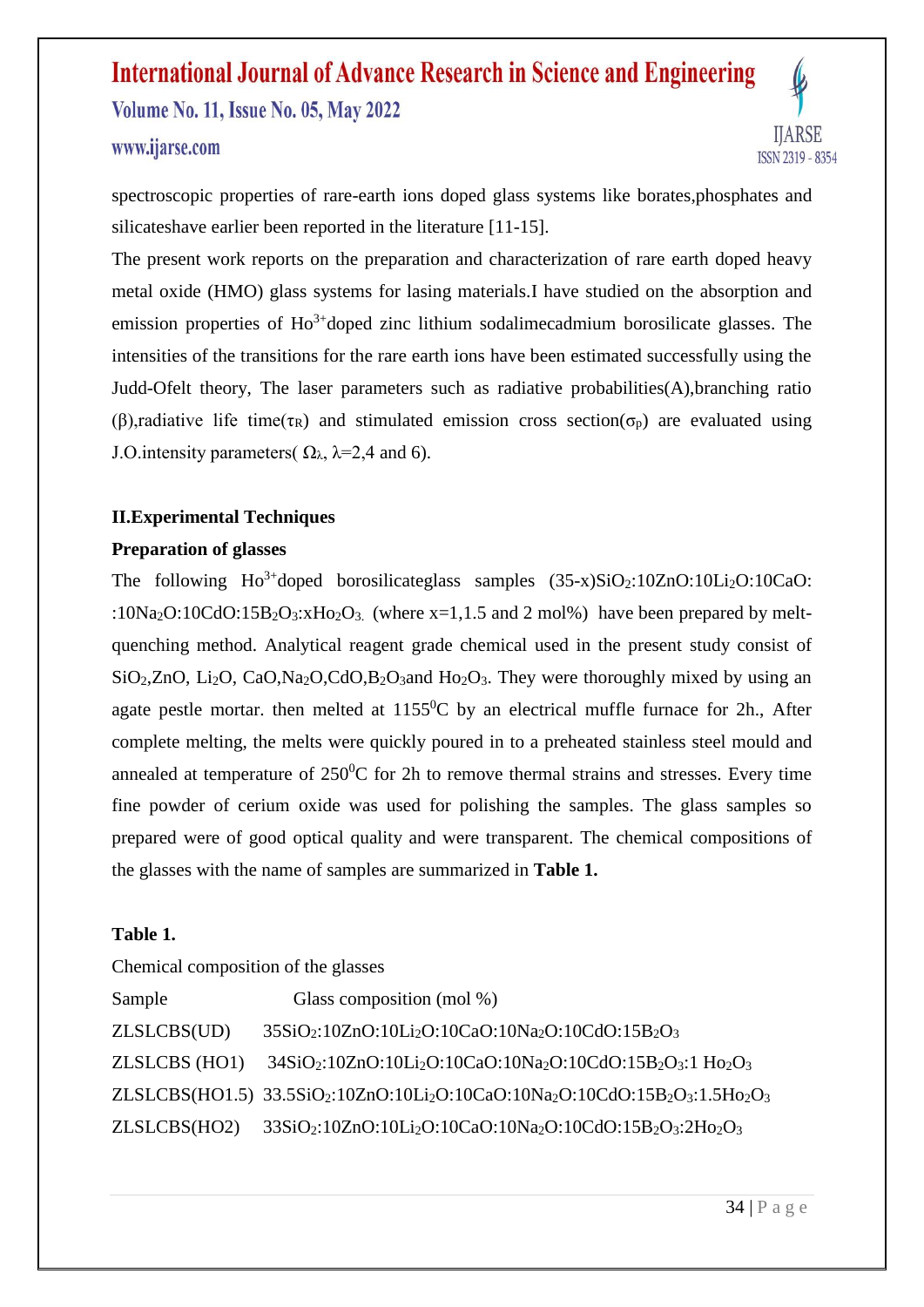spectroscopic properties of rare-earth ions doped glass systems like borates,phosphates and silicateshave earlier been reported in the literature [11-15].

The present work reports on the preparation and characterization of rare earth doped heavy metal oxide (HMO) glass systems for lasing materials.I have studied on the absorption and emission properties of $Ho^{3+}$doped zinc lithium sodalimecadmium borosilicate glasses. The intensities of the transitions for the rare earth ions have been estimated successfully using the Judd-Ofelt theory, The laser parameters such as radiative probabilities(A),branching ratio ($\beta$),radiative life time($\tau_R$) and stimulated emission cross section($\sigma_P$) are evaluated using J.O.intensity parameters( $\Omega_\lambda$, $\lambda$=2,4 and 6).

## II.Experimental Techniques

### Preparation of glasses

The following $Ho^{3+}$doped borosilicateglass samples (35-x)$SiO_2$:10ZnO:10$Li_2O$:10CaO::10$Na_2O$:10CdO:15$B_2O_3$:x$Ho_2O_3$. (where x=1,1.5 and 2 mol%) have been prepared by melt-quenching method. Analytical reagent grade chemical used in the present study consist of $SiO_2$,ZnO, $Li_2O$, CaO,$Na_2O$,CdO,$B_2O_3$and $Ho_2O_3$. They were thoroughly mixed by using an agate pestle mortar. then melted at 1155$^0$C by an electrical muffle furnace for 2h., After complete melting, the melts were quickly poured in to a preheated stainless steel mould and annealed at temperature of 250$^0$C for 2h to remove thermal strains and stresses. Every time fine powder of cerium oxide was used for polishing the samples. The glass samples so prepared were of good optical quality and were transparent. The chemical compositions of the glasses with the name of samples are summarized in **Table 1.**

**Table 1.**

Chemical composition of the glasses

| Sample | Glass composition (mol %) |
|---|---|
| ZLSLCBS(UD) | 35$SiO_2$:10ZnO:10$Li_2O$:10CaO:10$Na_2O$:10CdO:15$B_2O_3$ |
| ZLSLCBS (HO1) | 34$SiO_2$:10ZnO:10$Li_2O$:10CaO:10$Na_2O$:10CdO:15$B_2O_3$:1 $Ho_2O_3$ |
| ZLSLCBS(HO1.5) | 33.5$SiO_2$:10ZnO:10$Li_2O$:10CaO:10$Na_2O$:10CdO:15$B_2O_3$:1.5$Ho_2O_3$ |
| ZLSLCBS(HO2) | 33$SiO_2$:10ZnO:10$Li_2O$:10CaO:10$Na_2O$:10CdO:15$B_2O_3$:2$Ho_2O_3$ |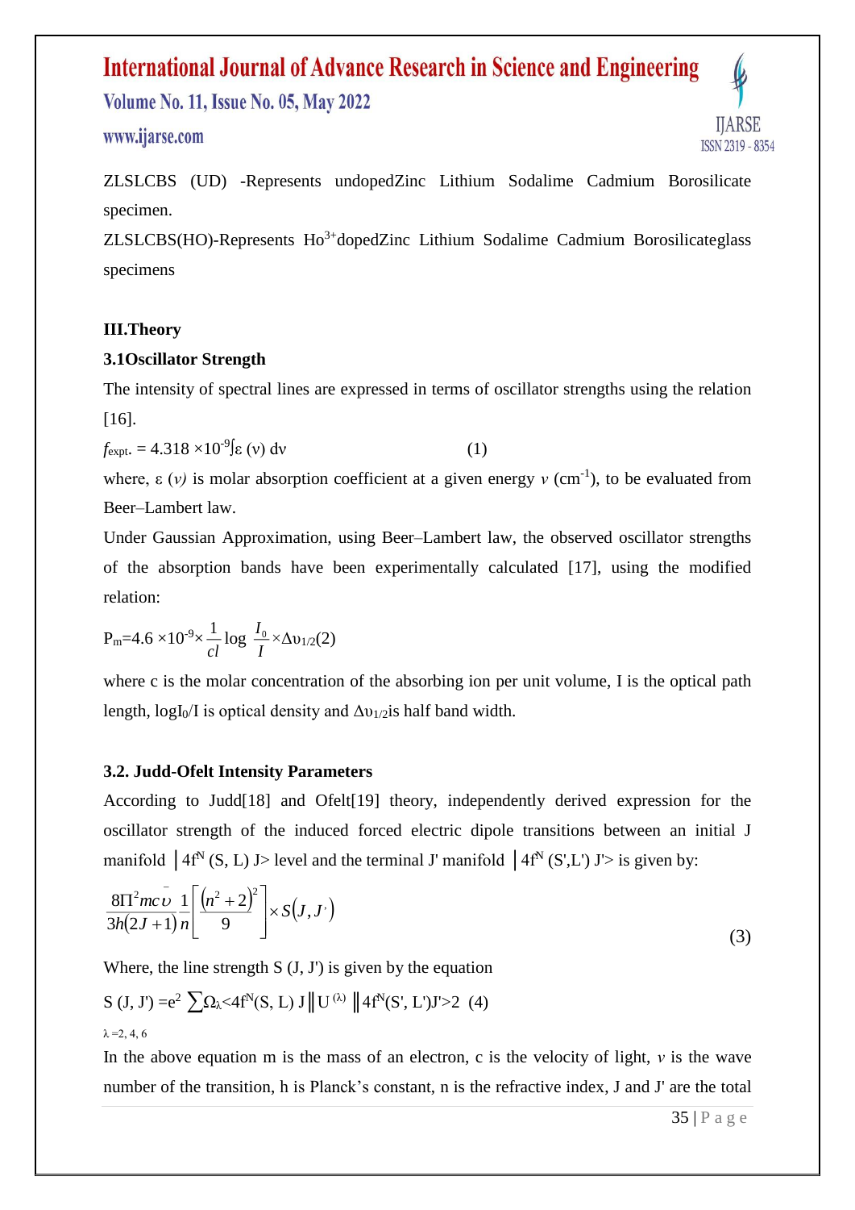ZLSLCBS (UD) -Represents undopedZinc Lithium Sodalime Cadmium Borosilicate specimen.

ZLSLCBS(HO)-Represents $Ho^{3+}$dopedZinc Lithium Sodalime Cadmium Borosilicateglass specimens

### III.Theory

### 3.1Oscillator Strength

The intensity of spectral lines are expressed in terms of oscillator strengths using the relation [16].

$$f_{expt.} = 4.318 \times 10^{-9} \int \varepsilon (\nu)\, d\nu \qquad (1)$$

where, $\varepsilon (\nu)$ is molar absorption coefficient at a given energy $\nu$ ($cm^{-1}$), to be evaluated from Beer–Lambert law.

Under Gaussian Approximation, using Beer–Lambert law, the observed oscillator strengths of the absorption bands have been experimentally calculated [17], using the modified relation:

$$P_m = 4.6 \times 10^{-9} \times \frac{1}{cl} \log \frac{I_0}{I} \times \Delta\upsilon_{1/2} \qquad (2)$$

where c is the molar concentration of the absorbing ion per unit volume, I is the optical path length, $\log I_0/I$ is optical density and $\Delta\upsilon_{1/2}$is half band width.

### 3.2. Judd-Ofelt Intensity Parameters

According to Judd[18] and Ofelt[19] theory, independently derived expression for the oscillator strength of the induced forced electric dipole transitions between an initial J manifold $|4f^N (S, L) J>$ level and the terminal J' manifold $|4f^N (S',L') J'>$ is given by:

$$\frac{8\Pi^2 mc\bar{\upsilon}}{3h(2J+1)}\frac{1}{n}\left[\frac{(n^2+2)^2}{9}\right] \times S(J, J') \qquad (3)$$

Where, the line strength S (J, J') is given by the equation

$$S(J, J') = e^2 \sum_{\lambda=2,4,6} \Omega_\lambda <4f^N(S, L)\, J \| U^{(\lambda)} \| 4f^N(S', L')J'>^2 \quad (4)$$

In the above equation m is the mass of an electron, c is the velocity of light, $\nu$ is the wave number of the transition, h is Planck's constant, n is the refractive index, J and J' are the total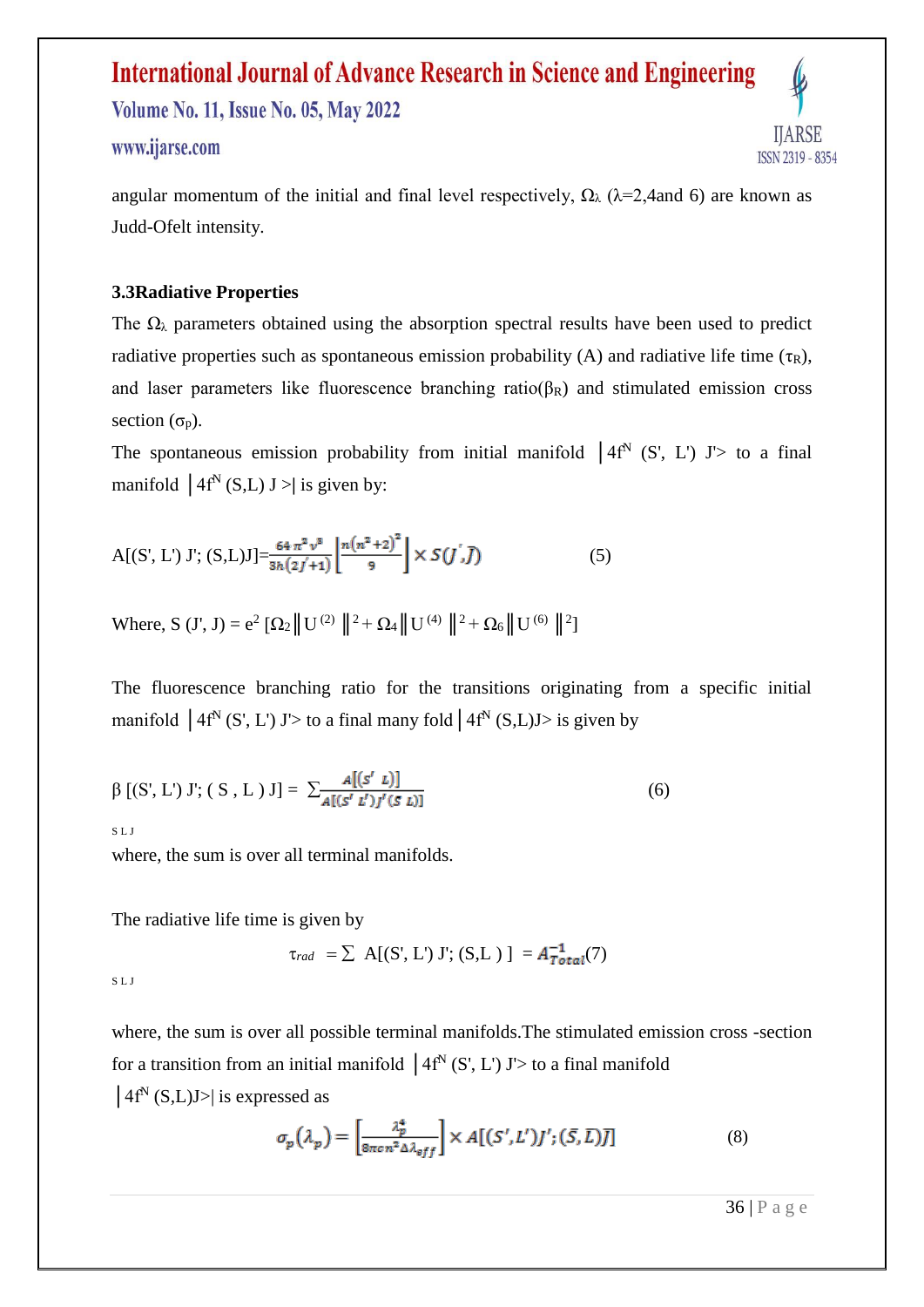angular momentum of the initial and final level respectively, $\Omega_\lambda$ ($\lambda$=2,4and 6) are known as Judd-Ofelt intensity.

### 3.3Radiative Properties

The $\Omega_\lambda$ parameters obtained using the absorption spectral results have been used to predict radiative properties such as spontaneous emission probability (A) and radiative life time ($\tau_R$), and laser parameters like fluorescence branching ratio($\beta_R$) and stimulated emission cross section ($\sigma_P$).

The spontaneous emission probability from initial manifold $|4f^N$ (S', L') J'> to a final manifold $|4f^N$ (S,L) J >| is given by:

$$A[(S', L')\,J'; (S,L)J] = \frac{64\pi^2 \nu^3}{3h(2J'+1)}\left[\frac{n(n^2+2)^2}{9}\right] \times S(J',J) \qquad (5)$$

Where, $S(J', J) = e^2\,[\Omega_2\|U^{(2)}\|^2 + \Omega_4\|U^{(4)}\|^2 + \Omega_6\|U^{(6)}\|^2]$

The fluorescence branching ratio for the transitions originating from a specific initial manifold $|4f^N$ (S', L') J'> to a final many fold $|4f^N$ (S,L)J> is given by

$$\beta\,[(S', L')\,J'; (S, L)\,J] = \sum_{SLJ} \frac{A[(S'\ L)]}{A[(S'\ L')J'(S\ L)]} \qquad (6)$$

where, the sum is over all terminal manifolds.

The radiative life time is given by

$$\tau_{rad} = \sum_{SLJ} A[(S', L')\,J'; (S,L)\,] = A_{Total}^{-1} \qquad (7)$$

where, the sum is over all possible terminal manifolds.The stimulated emission cross -section for a transition from an initial manifold $|4f^N$ (S', L') J'> to a final manifold $|4f^N$ (S,L)J>| is expressed as

$$\sigma_p(\lambda_p) = \left[\frac{\lambda_p^4}{8\pi c n^2 \Delta\lambda_{eff}}\right] \times A[(S',L')J';(\bar{S},\bar{L})\bar{J}] \qquad (8)$$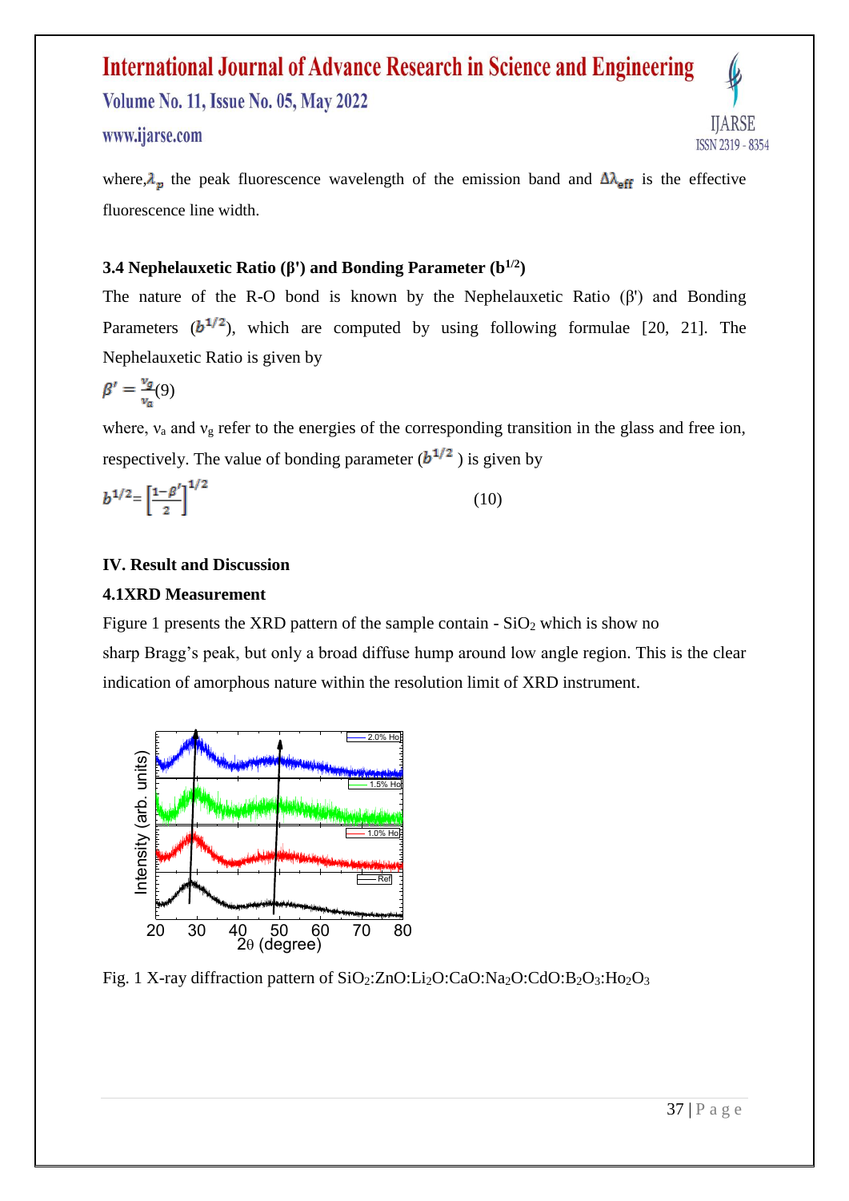where, $\lambda_p$ the peak fluorescence wavelength of the emission band and $\Delta\lambda_{eff}$ is the effective fluorescence line width.

### 3.4 Nephelauxetic Ratio (β') and Bonding Parameter ($b^{1/2}$)

The nature of the R-O bond is known by the Nephelauxetic Ratio (β') and Bonding Parameters ($b^{1/2}$), which are computed by using following formulae [20, 21]. The Nephelauxetic Ratio is given by

$$\beta' = \frac{\nu_g}{\nu_a} \quad (9)$$

where, $\nu_a$ and $\nu_g$ refer to the energies of the corresponding transition in the glass and free ion, respectively. The value of bonding parameter ($b^{1/2}$ ) is given by

$$b^{1/2} = \left[\frac{1-\beta'}{2}\right]^{1/2} \quad (10)$$

## IV. Result and Discussion

### 4.1XRD Measurement

Figure 1 presents the XRD pattern of the sample contain - $SiO_2$ which is show no sharp Bragg's peak, but only a broad diffuse hump around low angle region. This is the clear indication of amorphous nature within the resolution limit of XRD instrument.

Fig. 1 X-ray diffraction pattern of $SiO_2$:$ZnO$:$Li_2O$:$CaO$:$Na_2O$:$CdO$:$B_2O_3$:$Ho_2O_3$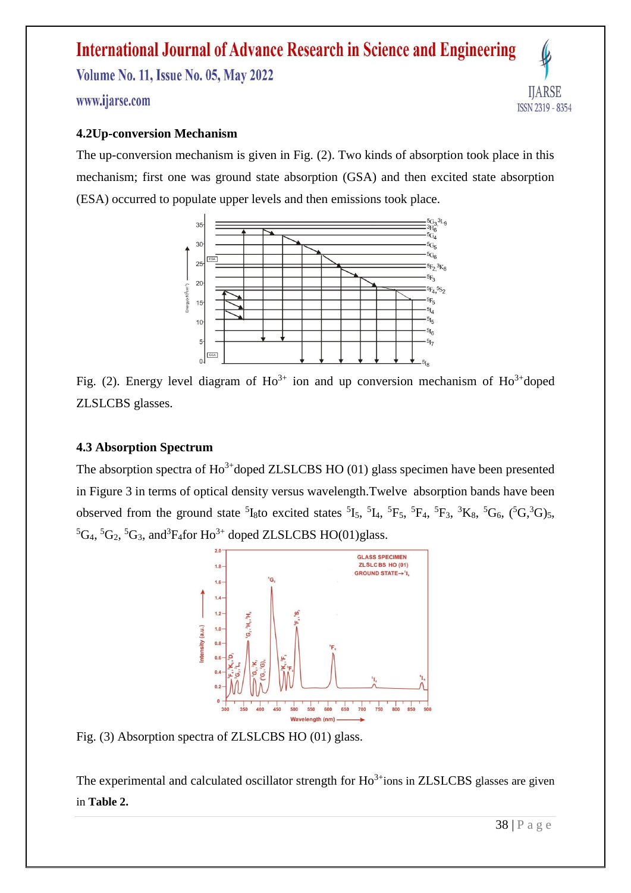### 4.2 Up-conversion Mechanism

The up-conversion mechanism is given in Fig. (2). Two kinds of absorption took place in this mechanism; first one was ground state absorption (GSA) and then excited state absorption (ESA) occurred to populate upper levels and then emissions took place.

Fig. (2). Energy level diagram of $Ho^{3+}$ ion and up conversion mechanism of $Ho^{3+}$doped ZLSLCBS glasses.

### 4.3 Absorption Spectrum

The absorption spectra of $Ho^{3+}$doped ZLSLCBS HO (01) glass specimen have been presented in Figure 3 in terms of optical density versus wavelength.Twelve absorption bands have been observed from the ground state $^5I_8$to excited states $^5I_5$, $^5I_4$, $^5F_5$, $^5F_4$, $^5F_3$, $^3K_8$, $^5G_6$, $(^5G,^3G)_5$, $^5G_4$, $^5G_2$, $^5G_3$, and$^3F_4$for $Ho^{3+}$ doped ZLSLCBS HO(01)glass.

Fig. (3) Absorption spectra of ZLSLCBS HO (01) glass.

The experimental and calculated oscillator strength for $Ho^{3+}$ions in ZLSLCBS glasses are given in **Table 2.**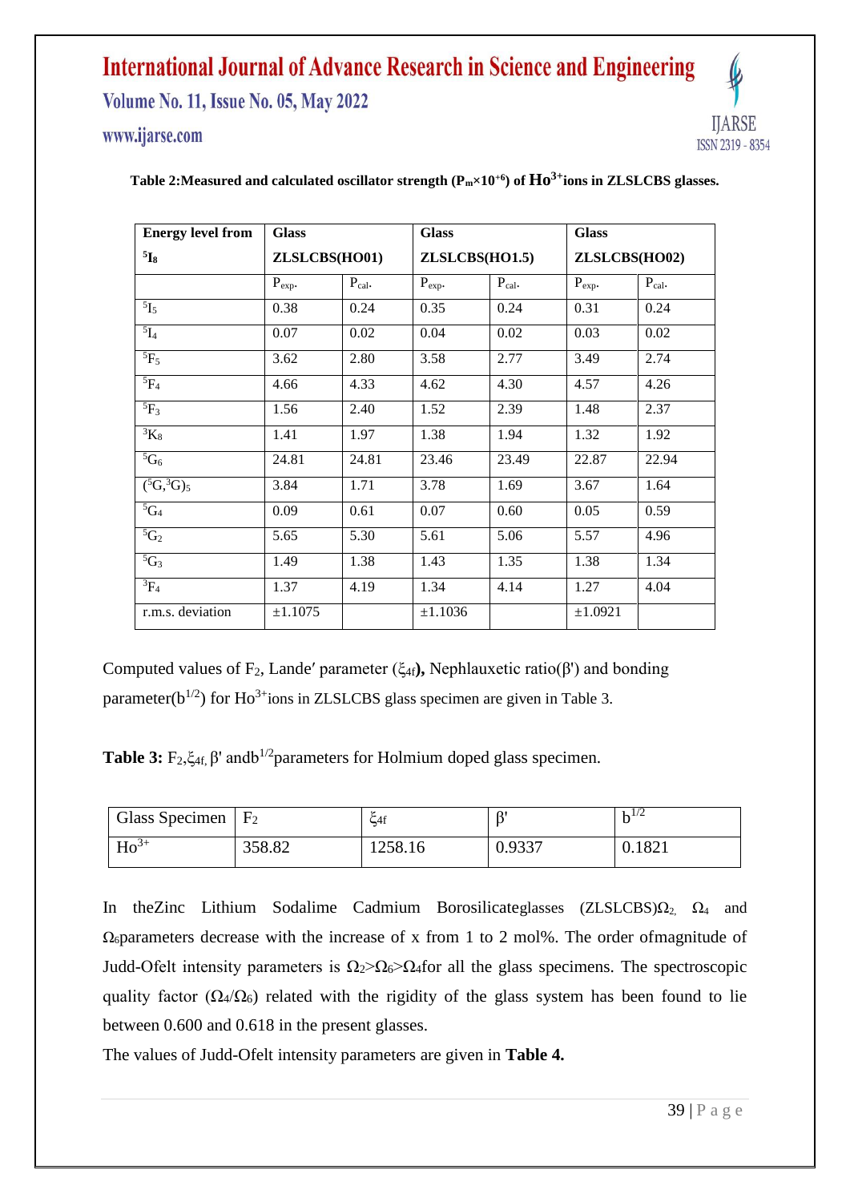**Table 2:Measured and calculated oscillator strength ($P_m \times 10^{+6}$) of $Ho^{3+}$ions in ZLSLCBS glasses.**

| Energy level from $^5I_8$ | Glass ZLSLCBS(HO01) | | Glass ZLSLCBS(HO1.5) | | Glass ZLSLCBS(HO02) | |
|---|---|---|---|---|---|---|
| | $P_{exp.}$ | $P_{cal.}$ | $P_{exp.}$ | $P_{cal.}$ | $P_{exp.}$ | $P_{cal.}$ |
| $^5I_5$ | 0.38 | 0.24 | 0.35 | 0.24 | 0.31 | 0.24 |
| $^5I_4$ | 0.07 | 0.02 | 0.04 | 0.02 | 0.03 | 0.02 |
| $^5F_5$ | 3.62 | 2.80 | 3.58 | 2.77 | 3.49 | 2.74 |
| $^5F_4$ | 4.66 | 4.33 | 4.62 | 4.30 | 4.57 | 4.26 |
| $^5F_3$ | 1.56 | 2.40 | 1.52 | 2.39 | 1.48 | 2.37 |
| $^3K_8$ | 1.41 | 1.97 | 1.38 | 1.94 | 1.32 | 1.92 |
| $^5G_6$ | 24.81 | 24.81 | 23.46 | 23.49 | 22.87 | 22.94 |
| $(^5G,^3G)_5$ | 3.84 | 1.71 | 3.78 | 1.69 | 3.67 | 1.64 |
| $^5G_4$ | 0.09 | 0.61 | 0.07 | 0.60 | 0.05 | 0.59 |
| $^5G_2$ | 5.65 | 5.30 | 5.61 | 5.06 | 5.57 | 4.96 |
| $^5G_3$ | 1.49 | 1.38 | 1.43 | 1.35 | 1.38 | 1.34 |
| $^3F_4$ | 1.37 | 4.19 | 1.34 | 4.14 | 1.27 | 4.04 |
| r.m.s. deviation | ±1.1075 | | ±1.1036 | | ±1.0921 | |

Computed values of $F_2$, Lande′ parameter ($\xi_{4f}$**)**, Nephlauxetic ratio(β') and bonding parameter($b^{1/2}$) for $Ho^{3+}$ions in ZLSLCBS glass specimen are given in Table 3.

**Table 3:** $F_2$,$\xi_{4f}$, β' and$b^{1/2}$parameters for Holmium doped glass specimen.

| Glass Specimen | $F_2$ | $\xi_{4f}$ | β' | $b^{1/2}$ |
|---|---|---|---|---|
| $Ho^{3+}$ | 358.82 | 1258.16 | 0.9337 | 0.1821 |

In theZinc Lithium Sodalime Cadmium Borosilicateglasses (ZLSLCBS)$\Omega_2$, $\Omega_4$ and $\Omega_6$parameters decrease with the increase of x from 1 to 2 mol%. The order ofmagnitude of Judd-Ofelt intensity parameters is $\Omega_2 > \Omega_6 > \Omega_4$for all the glass specimens. The spectroscopic quality factor ($\Omega_4/\Omega_6$) related with the rigidity of the glass system has been found to lie between 0.600 and 0.618 in the present glasses.

The values of Judd-Ofelt intensity parameters are given in **Table 4.**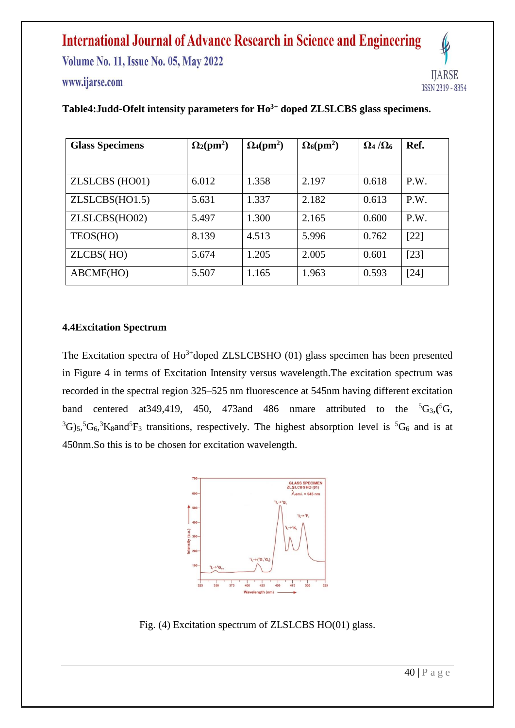**Table4:Judd-Ofelt intensity parameters for $Ho^{3+}$ doped ZLSLCBS glass specimens.**

| Glass Specimens | $\Omega_2(pm^2)$ | $\Omega_4(pm^2)$ | $\Omega_6(pm^2)$ | $\Omega_4/\Omega_6$ | Ref. |
|---|---|---|---|---|---|
| ZLSLCBS (HO01) | 6.012 | 1.358 | 2.197 | 0.618 | P.W. |
| ZLSLCBS(HO1.5) | 5.631 | 1.337 | 2.182 | 0.613 | P.W. |
| ZLSLCBS(HO02) | 5.497 | 1.300 | 2.165 | 0.600 | P.W. |
| TEOS(HO) | 8.139 | 4.513 | 5.996 | 0.762 | [22] |
| ZLCBS( HO) | 5.674 | 1.205 | 2.005 | 0.601 | [23] |
| ABCMF(HO) | 5.507 | 1.165 | 1.963 | 0.593 | [24] |

### 4.4Excitation Spectrum

The Excitation spectra of $Ho^{3+}$doped ZLSLCBSHO (01) glass specimen has been presented in Figure 4 in terms of Excitation Intensity versus wavelength.The excitation spectrum was recorded in the spectral region 325–525 nm fluorescence at 545nm having different excitation band centered at349,419, 450, 473and 486 nmare attributed to the $^5G_3$,($^5G$, $^3G)_5$,$^5G_6$,$^3K_8$and$^5F_3$ transitions, respectively. The highest absorption level is $^5G_6$ and is at 450nm.So this is to be chosen for excitation wavelength.

Fig. (4) Excitation spectrum of ZLSLCBS HO(01) glass.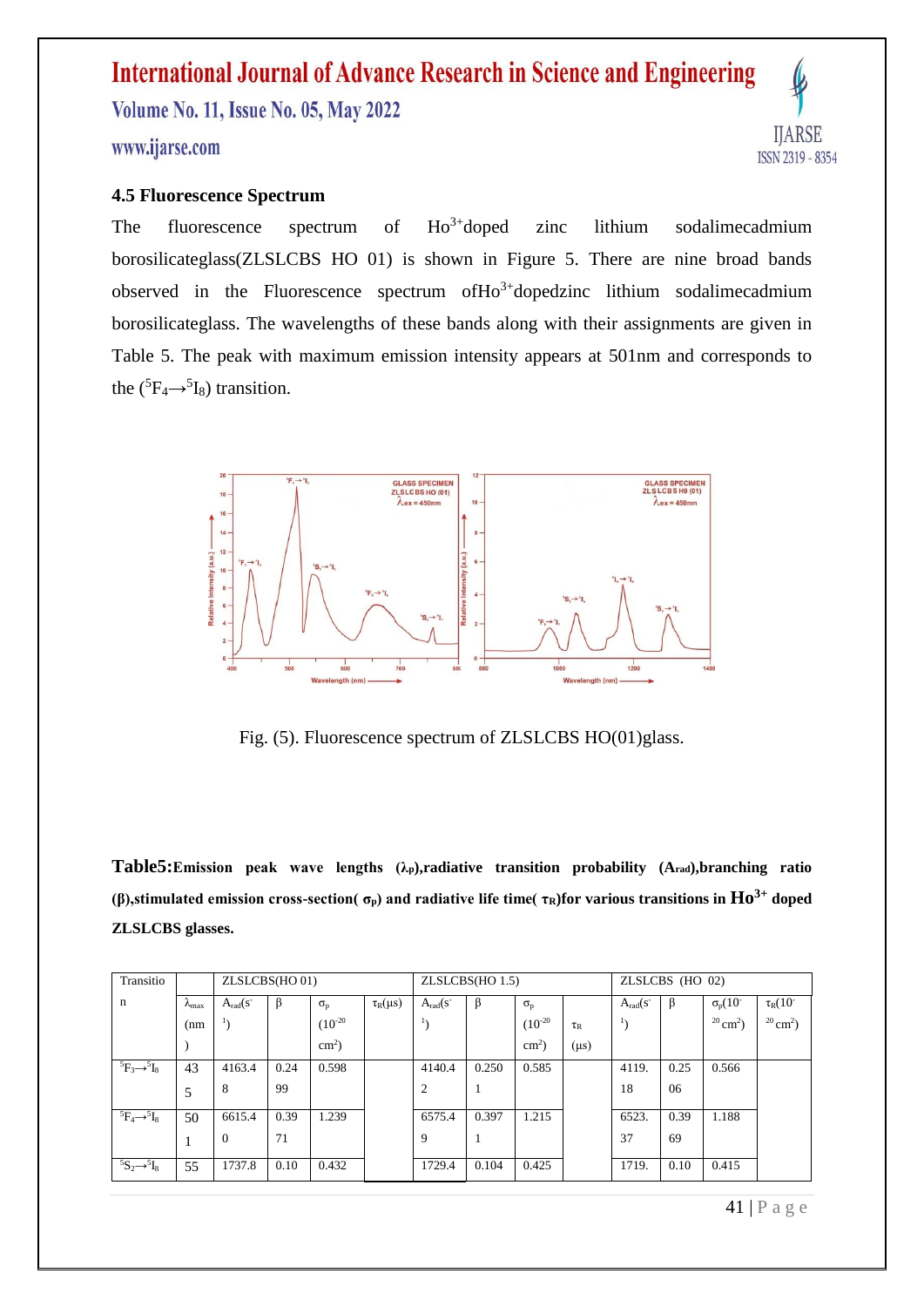### 4.5 Fluorescence Spectrum

The fluorescence spectrum of $Ho^{3+}$doped zinc lithium sodalimecadmium borosilicateglass(ZLSLCBS HO 01) is shown in Figure 5. There are nine broad bands observed in the Fluorescence spectrum of$Ho^{3+}$dopedzinc lithium sodalimecadmium borosilicateglass. The wavelengths of these bands along with their assignments are given in Table 5. The peak with maximum emission intensity appears at 501nm and corresponds to the ($^5F_4 \rightarrow {}^5I_8$) transition.

Fig. (5). Fluorescence spectrum of ZLSLCBS HO(01)glass.

**Table5:Emission peak wave lengths ($\lambda_p$),radiative transition probability ($A_{rad}$),branching ratio ($\beta$),stimulated emission cross-section( $\sigma_p$) and radiative life time( $\tau_R$)for various transitions in $Ho^{3+}$ doped ZLSLCBS glasses.**

| Transition | | ZLSLCBS(HO 01) | | | | ZLSLCBS(HO 1.5) | | | | ZLSLCBS (HO 02) | | | |
|---|---|---|---|---|---|---|---|---|---|---|---|---|---|
| | $\lambda_{max}$ (nm) | $A_{rad}$($s^{-1}$) | $\beta$ | $\sigma_p$ ($10^{-20}$ $cm^2$) | $\tau_R$($\mu s$) | $A_{rad}$($s^{-1}$) | $\beta$ | $\sigma_p$ ($10^{-20}$ $cm^2$) | $\tau_R$ ($\mu s$) | $A_{rad}$($s^{-1}$) | $\beta$ | $\sigma_p$($10^{-20}$ $cm^2$) | $\tau_R$($10^{-20}$ $cm^2$) |
| $^5F_3 \rightarrow {}^5I_8$ | 435 | 4163.48 | 0.2499 | 0.598 | | 4140.42 | 0.2501 | 0.585 | | 4119.18 | 0.2506 | 0.566 | |
| $^5F_4 \rightarrow {}^5I_8$ | 501 | 6615.40 | 0.3971 | 1.239 | | 6575.49 | 0.3971 | 1.215 | | 6523.37 | 0.3969 | 1.188 | |
| $^5S_2 \rightarrow {}^5I_8$ | 55 | 1737.8 | 0.10 | 0.432 | | 1729.4 | 0.104 | 0.425 | | 1719. | 0.10 | 0.415 | |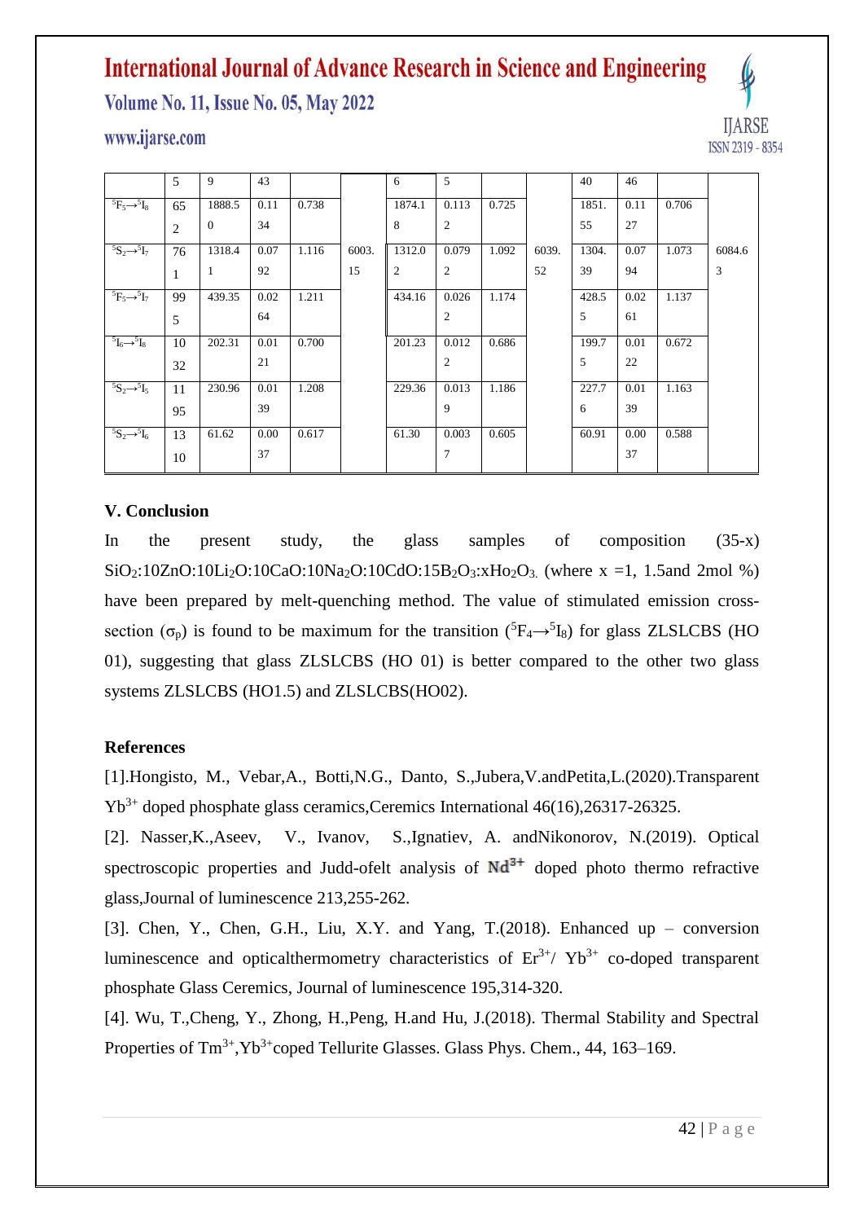|  | 5 | 9 | 43 |  |  | 6 | 5 |  |  | 40 | 46 |  |  |
|---|---|---|---|---|---|---|---|---|---|---|---|---|---|
| $^5F_5\rightarrow^5I_8$ | 652 | 1888.50 | 0.1134 | 0.738 |  | 1874.18 | 0.1132 | 0.725 |  | 1851.55 | 0.1127 | 0.706 |  |
| $^5S_2\rightarrow^5I_7$ | 761 | 1318.41 | 0.0792 | 1.116 | 6003.15 | 1312.02 | 0.0792 | 1.092 | 6039.52 | 1304.39 | 0.0794 | 1.073 | 6084.63 |
| $^5F_5\rightarrow^5I_7$ | 995 | 439.35 | 0.0264 | 1.211 |  | 434.16 | 0.0262 | 1.174 |  | 428.55 | 0.0261 | 1.137 |  |
| $^5I_6\rightarrow^5I_8$ | 1032 | 202.31 | 0.0121 | 0.700 |  | 201.23 | 0.0122 | 0.686 |  | 199.75 | 0.0122 | 0.672 |  |
| $^5S_2\rightarrow^5I_5$ | 1195 | 230.96 | 0.0139 | 1.208 |  | 229.36 | 0.0139 | 1.186 |  | 227.76 | 0.0139 | 1.163 |  |
| $^5S_2\rightarrow^5I_6$ | 1310 | 61.62 | 0.0037 | 0.617 |  | 61.30 | 0.0037 | 0.605 |  | 60.91 | 0.0037 | 0.588 |  |

## V. Conclusion

In the present study, the glass samples of composition (35-x) $SiO_2$:10ZnO:10$Li_2O$:10CaO:10$Na_2O$:10CdO:15$B_2O_3$:x$Ho_2O_3$. (where x =1, 1.5and 2mol %) have been prepared by melt-quenching method. The value of stimulated emission cross-section ($\sigma_p$) is found to be maximum for the transition ($^5F_4\rightarrow^5I_8$) for glass ZLSLCBS (HO 01), suggesting that glass ZLSLCBS (HO 01) is better compared to the other two glass systems ZLSLCBS (HO1.5) and ZLSLCBS(HO02).

## References

[1].Hongisto, M., Vebar,A., Botti,N.G., Danto, S.,Jubera,V.andPetita,L.(2020).Transparent $Yb^{3+}$ doped phosphate glass ceramics,Ceremics International 46(16),26317-26325.

[2]. Nasser,K.,Aseev, V., Ivanov, S.,Ignatiev, A. andNikonorov, N.(2019). Optical spectroscopic properties and Judd-ofelt analysis of $Nd^{3+}$ doped photo thermo refractive glass,Journal of luminescence 213,255-262.

[3]. Chen, Y., Chen, G.H., Liu, X.Y. and Yang, T.(2018). Enhanced up – conversion luminescence and opticalthermometry characteristics of $Er^{3+}$/ $Yb^{3+}$ co-doped transparent phosphate Glass Ceremics, Journal of luminescence 195,314-320.

[4]. Wu, T.,Cheng, Y., Zhong, H.,Peng, H.and Hu, J.(2018). Thermal Stability and Spectral Properties of $Tm^{3+}$,$Yb^{3+}$coped Tellurite Glasses. Glass Phys. Chem., 44, 163–169.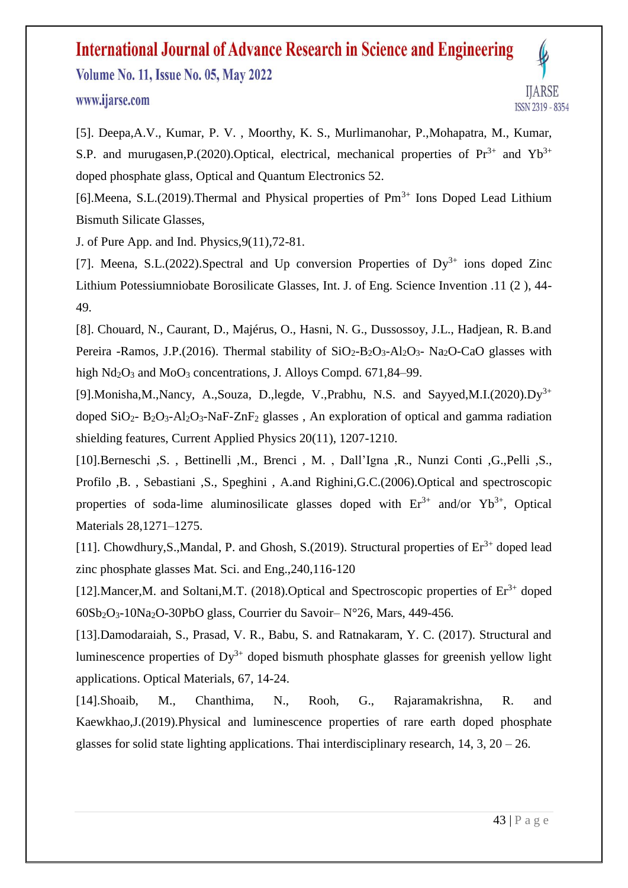[5]. Deepa,A.V., Kumar, P. V. , Moorthy, K. S., Murlimanohar, P.,Mohapatra, M., Kumar, S.P. and murugasen,P.(2020).Optical, electrical, mechanical properties of $Pr^{3+}$ and $Yb^{3+}$ doped phosphate glass, Optical and Quantum Electronics 52.

[6].Meena, S.L.(2019).Thermal and Physical properties of $Pm^{3+}$ Ions Doped Lead Lithium Bismuth Silicate Glasses,

J. of Pure App. and Ind. Physics,9(11),72-81.

[7]. Meena, S.L.(2022).Spectral and Up conversion Properties of $Dy^{3+}$ ions doped Zinc Lithium Potessiumniobate Borosilicate Glasses, Int. J. of Eng. Science Invention .11 (2 ), 44-49.

[8]. Chouard, N., Caurant, D., Majérus, O., Hasni, N. G., Dussossoy, J.L., Hadjean, R. B.and Pereira -Ramos, J.P.(2016). Thermal stability of $SiO_2$-$B_2O_3$-$Al_2O_3$- $Na_2O$-CaO glasses with high $Nd_2O_3$ and $MoO_3$ concentrations, J. Alloys Compd. 671,84–99.

[9].Monisha,M.,Nancy, A.,Souza, D.,legde, V.,Prabhu, N.S. and Sayyed,M.I.(2020).$Dy^{3+}$ doped $SiO_2$- $B_2O_3$-$Al_2O_3$-NaF-$ZnF_2$ glasses , An exploration of optical and gamma radiation shielding features, Current Applied Physics 20(11), 1207-1210.

[10].Berneschi ,S. , Bettinelli ,M., Brenci , M. , Dall'Igna ,R., Nunzi Conti ,G.,Pelli ,S., Profilo ,B. , Sebastiani ,S., Speghini , A.and Righini,G.C.(2006).Optical and spectroscopic properties of soda-lime aluminosilicate glasses doped with $Er^{3+}$ and/or $Yb^{3+}$, Optical Materials 28,1271–1275.

[11]. Chowdhury,S.,Mandal, P. and Ghosh, S.(2019). Structural properties of $Er^{3+}$ doped lead zinc phosphate glasses Mat. Sci. and Eng.,240,116-120

[12].Mancer,M. and Soltani,M.T. (2018).Optical and Spectroscopic properties of $Er^{3+}$ doped $60Sb_2O_3$-$10Na_2O$-30PbO glass, Courrier du Savoir– N°26, Mars, 449-456.

[13].Damodaraiah, S., Prasad, V. R., Babu, S. and Ratnakaram, Y. C. (2017). Structural and luminescence properties of $Dy^{3+}$ doped bismuth phosphate glasses for greenish yellow light applications. Optical Materials, 67, 14-24.

[14].Shoaib, M., Chanthima, N., Rooh, G., Rajaramakrishna, R. and Kaewkhao,J.(2019).Physical and luminescence properties of rare earth doped phosphate glasses for solid state lighting applications. Thai interdisciplinary research, 14, 3, 20 – 26.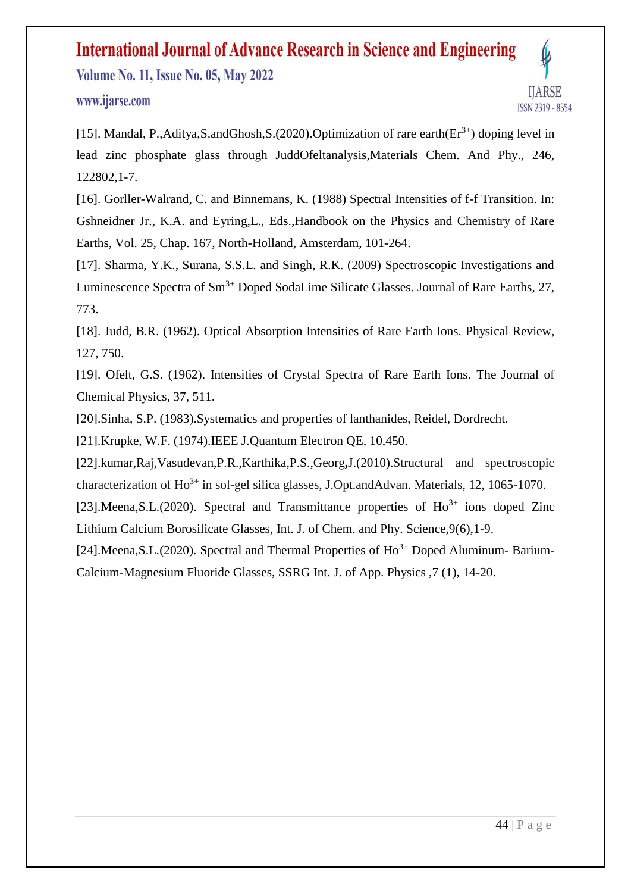[15]. Mandal, P.,Aditya,S.andGhosh,S.(2020).Optimization of rare earth($Er^{3+}$) doping level in lead zinc phosphate glass through JuddOfeltanalysis,Materials Chem. And Phy., 246, 122802,1-7.

[16]. Gorller-Walrand, C. and Binnemans, K. (1988) Spectral Intensities of f-f Transition. In: Gshneidner Jr., K.A. and Eyring,L., Eds.,Handbook on the Physics and Chemistry of Rare Earths, Vol. 25, Chap. 167, North-Holland, Amsterdam, 101-264.

[17]. Sharma, Y.K., Surana, S.S.L. and Singh, R.K. (2009) Spectroscopic Investigations and Luminescence Spectra of $Sm^{3+}$ Doped SodaLime Silicate Glasses. Journal of Rare Earths, 27, 773.

[18]. Judd, B.R. (1962). Optical Absorption Intensities of Rare Earth Ions. Physical Review, 127, 750.

[19]. Ofelt, G.S. (1962). Intensities of Crystal Spectra of Rare Earth Ions. The Journal of Chemical Physics, 37, 511.

[20].Sinha, S.P. (1983).Systematics and properties of lanthanides, Reidel, Dordrecht.

[21].Krupke, W.F. (1974).IEEE J.Quantum Electron QE, 10,450.

[22].kumar,Raj,Vasudevan,P.R.,Karthika,P.S.,Georg,J.(2010).Structural and spectroscopic characterization of $Ho^{3+}$ in sol-gel silica glasses, J.Opt.andAdvan. Materials, 12, 1065-1070.

[23].Meena,S.L.(2020). Spectral and Transmittance properties of $Ho^{3+}$ ions doped Zinc Lithium Calcium Borosilicate Glasses, Int. J. of Chem. and Phy. Science,9(6),1-9.

[24].Meena,S.L.(2020). Spectral and Thermal Properties of $Ho^{3+}$ Doped Aluminum- Barium-Calcium-Magnesium Fluoride Glasses, SSRG Int. J. of App. Physics ,7 (1), 14-20.